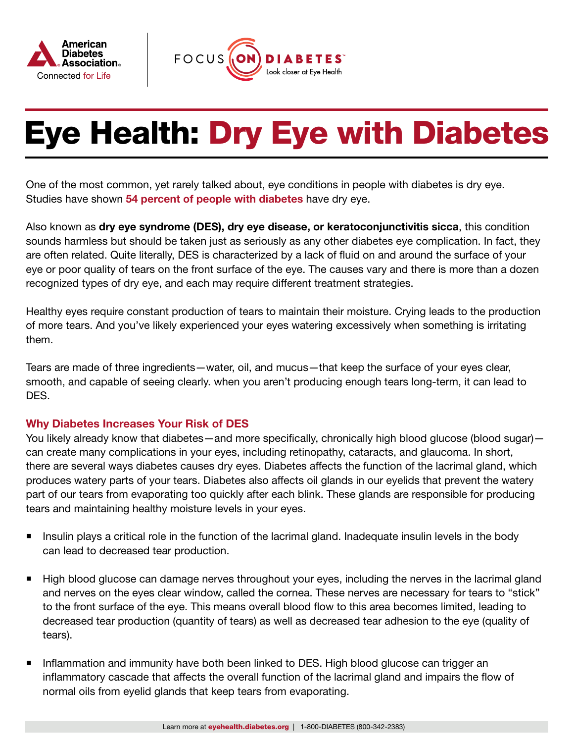# Eye Health: Dry Eye with Diabetes

One of the most common, yet rarely talked about, eye conditions in people with diabetes is dry eye. Studies have shown **54 percent of people with diabetes** have dry eye.

Also known as **dry eye syndrome (DES), dry eye disease, or keratoconjunctivitis sicca**, this condition sounds harmless but should be taken just as seriously as any other diabetes eye complication. In fact, they are often related. Quite literally, DES is characterized by a lack of fluid on and around the surface of your eye or poor quality of tears on the front surface of the eye. The causes vary and there is more than a dozen recognized types of dry eye, and each may require different treatment strategies.

Healthy eyes require constant production of tears to maintain their moisture. Crying leads to the production of more tears. And you've likely experienced your eyes watering excessively when something is irritating them.

Tears are made of three ingredients—water, oil, and mucus—that keep the surface of your eyes clear, smooth, and capable of seeing clearly. when you aren't producing enough tears long-term, it can lead to DES.

### Why Diabetes Increases Your Risk of DES

You likely already know that diabetes—and more specifically, chronically high blood glucose (blood sugar)—can create many complications in your eyes, including retinopathy, cataracts, and glaucoma. In short, there are several ways diabetes causes dry eyes. Diabetes affects the function of the lacrimal gland, which produces watery parts of your tears. Diabetes also affects oil glands in our eyelids that prevent the watery part of our tears from evaporating too quickly after each blink. These glands are responsible for producing tears and maintaining healthy moisture levels in your eyes.

- Insulin plays a critical role in the function of the lacrimal gland. Inadequate insulin levels in the body can lead to decreased tear production.
- High blood glucose can damage nerves throughout your eyes, including the nerves in the lacrimal gland and nerves on the eyes clear window, called the cornea. These nerves are necessary for tears to "stick" to the front surface of the eye. This means overall blood flow to this area becomes limited, leading to decreased tear production (quantity of tears) as well as decreased tear adhesion to the eye (quality of tears).
- Inflammation and immunity have both been linked to DES. High blood glucose can trigger an inflammatory cascade that affects the overall function of the lacrimal gland and impairs the flow of normal oils from eyelid glands that keep tears from evaporating.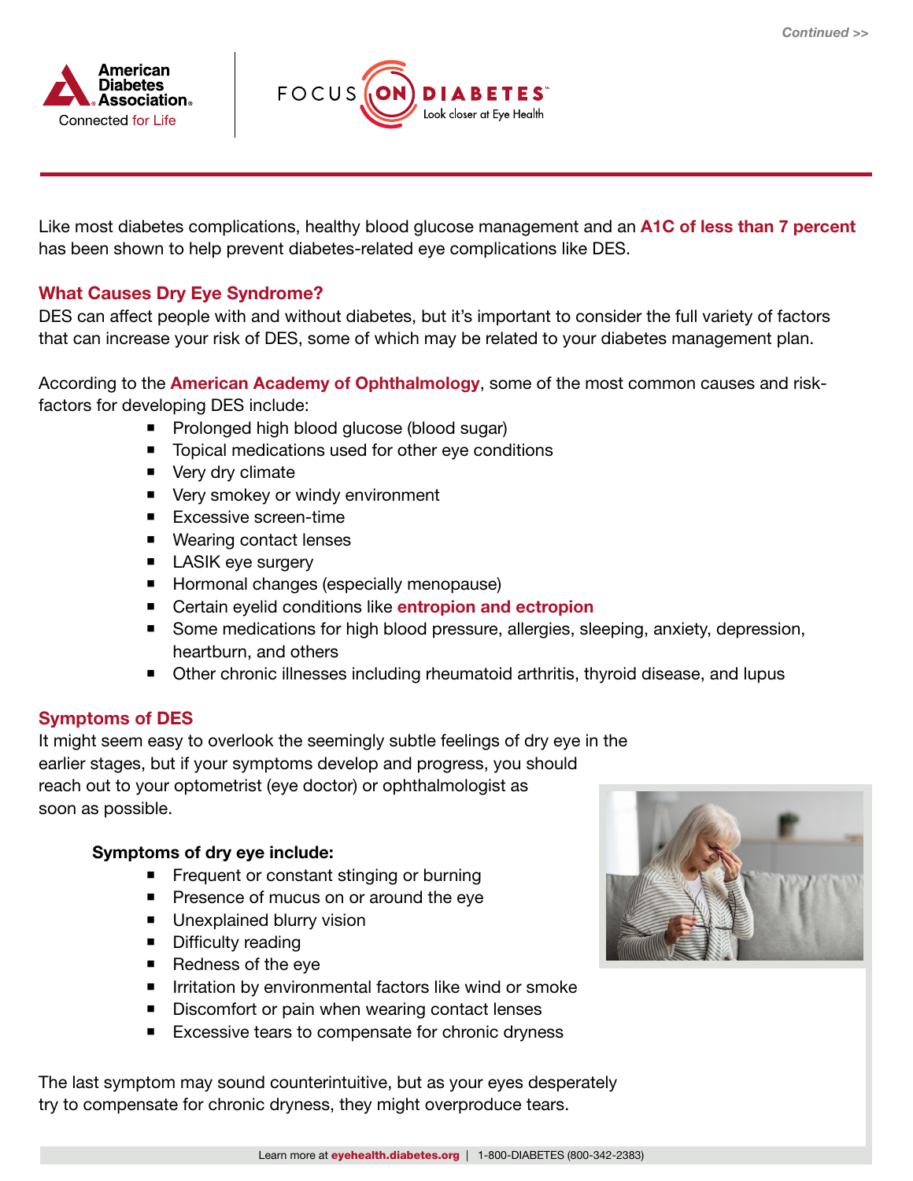Like most diabetes complications, healthy blood glucose management and an **A1C of less than 7 percent** has been shown to help prevent diabetes-related eye complications like DES.

## What Causes Dry Eye Syndrome?

DES can affect people with and without diabetes, but it's important to consider the full variety of factors that can increase your risk of DES, some of which may be related to your diabetes management plan.

According to the **American Academy of Ophthalmology**, some of the most common causes and risk-factors for developing DES include:

- Prolonged high blood glucose (blood sugar)
- Topical medications used for other eye conditions
- Very dry climate
- Very smokey or windy environment
- Excessive screen-time
- Wearing contact lenses
- LASIK eye surgery
- Hormonal changes (especially menopause)
- Certain eyelid conditions like **entropion and ectropion**
- Some medications for high blood pressure, allergies, sleeping, anxiety, depression, heartburn, and others
- Other chronic illnesses including rheumatoid arthritis, thyroid disease, and lupus

## Symptoms of DES

It might seem easy to overlook the seemingly subtle feelings of dry eye in the earlier stages, but if your symptoms develop and progress, you should reach out to your optometrist (eye doctor) or ophthalmologist as soon as possible.

**Symptoms of dry eye include:**

- Frequent or constant stinging or burning
- Presence of mucus on or around the eye
- Unexplained blurry vision
- Difficulty reading
- Redness of the eye
- Irritation by environmental factors like wind or smoke
- Discomfort or pain when wearing contact lenses
- Excessive tears to compensate for chronic dryness

The last symptom may sound counterintuitive, but as your eyes desperately try to compensate for chronic dryness, they might overproduce tears.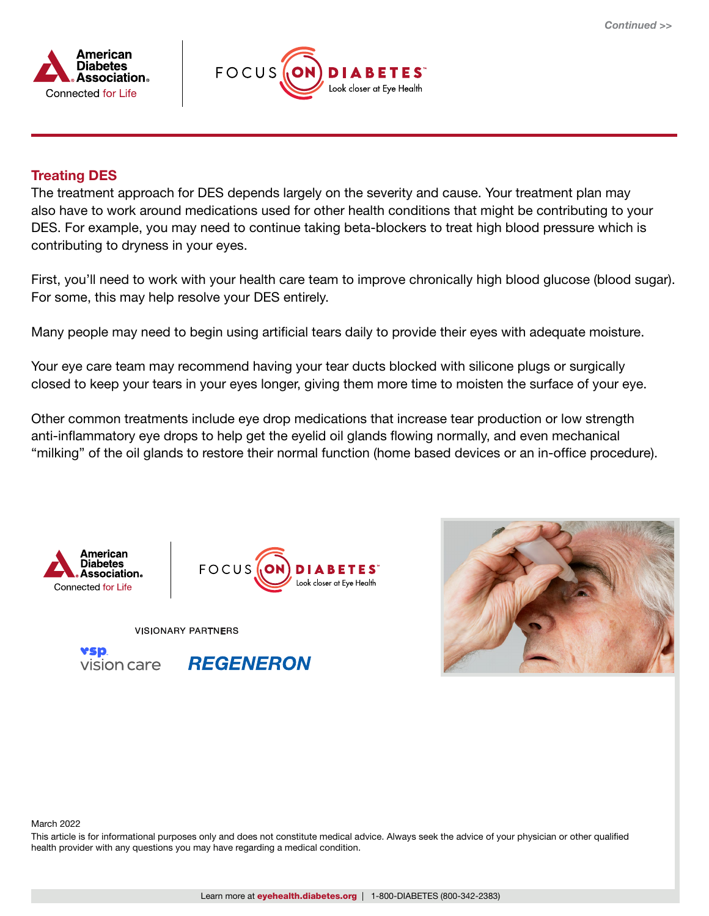## Treating DES

The treatment approach for DES depends largely on the severity and cause. Your treatment plan may also have to work around medications used for other health conditions that might be contributing to your DES. For example, you may need to continue taking beta-blockers to treat high blood pressure which is contributing to dryness in your eyes.

First, you'll need to work with your health care team to improve chronically high blood glucose (blood sugar). For some, this may help resolve your DES entirely.

Many people may need to begin using artificial tears daily to provide their eyes with adequate moisture.

Your eye care team may recommend having your tear ducts blocked with silicone plugs or surgically closed to keep your tears in your eyes longer, giving them more time to moisten the surface of your eye.

Other common treatments include eye drop medications that increase tear production or low strength anti-inflammatory eye drops to help get the eyelid oil glands flowing normally, and even mechanical "milking" of the oil glands to restore their normal function (home based devices or an in-office procedure).

American Diabetes Association. Connected for Life

FOCUS ON DIABETES™ Look closer at Eye Health

VISIONARY PARTNERS

vsp. vision care

REGENERON

March 2022

This article is for informational purposes only and does not constitute medical advice. Always seek the advice of your physician or other qualified health provider with any questions you may have regarding a medical condition.

Learn more at **eyehealth.diabetes.org** | 1-800-DIABETES (800-342-2383)